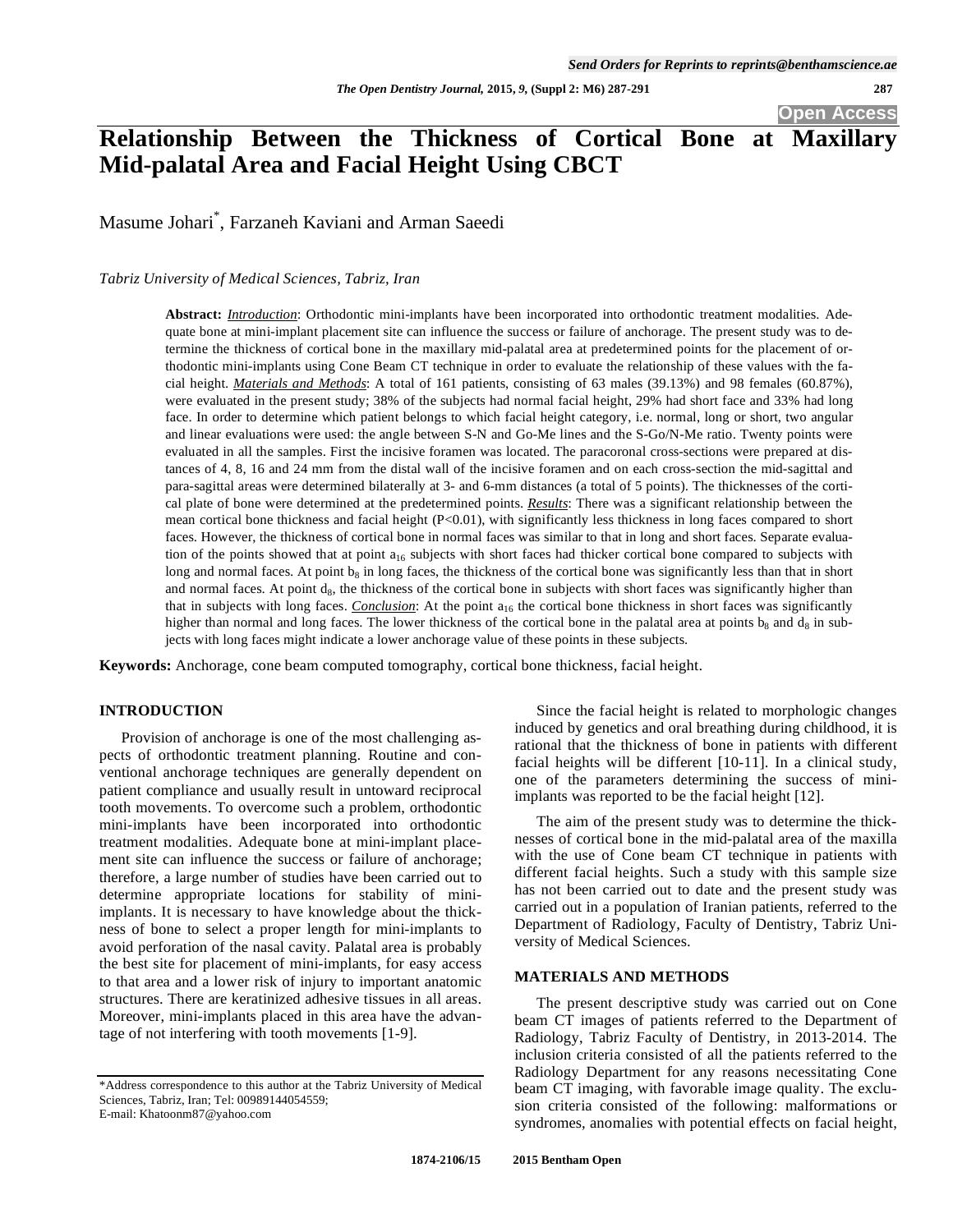# Relationship Between the Thickness of Cortical Bone at Maxillary Mid-palatal Area and Facial Height Using CBCT

Masume Johari[*], Farzaneh Kaviani and Arman Saeedi

*Tabriz University of Medical Sciences, Tabriz, Iran*

**Abstract:** ***Introduction***: Orthodontic mini-implants have been incorporated into orthodontic treatment modalities. Adequate bone at mini-implant placement site can influence the success or failure of anchorage. The present study was to determine the thickness of cortical bone in the maxillary mid-palatal area at predetermined points for the placement of orthodontic mini-implants using Cone Beam CT technique in order to evaluate the relationship of these values with the facial height. ***Materials and Methods***: A total of 161 patients, consisting of 63 males (39.13%) and 98 females (60.87%), were evaluated in the present study; 38% of the subjects had normal facial height, 29% had short face and 33% had long face. In order to determine which patient belongs to which facial height category, i.e. normal, long or short, two angular and linear evaluations were used: the angle between S-N and Go-Me lines and the S-Go/N-Me ratio. Twenty points were evaluated in all the samples. First the incisive foramen was located. The paracoronal cross-sections were prepared at distances of 4, 8, 16 and 24 mm from the distal wall of the incisive foramen and on each cross-section the mid-sagittal and para-sagittal areas were determined bilaterally at 3- and 6-mm distances (a total of 5 points). The thicknesses of the cortical plate of bone were determined at the predetermined points. ***Results***: There was a significant relationship between the mean cortical bone thickness and facial height (P<0.01), with significantly less thickness in long faces compared to short faces. However, the thickness of cortical bone in normal faces was similar to that in long and short faces. Separate evaluation of the points showed that at point $a_{16}$ subjects with short faces had thicker cortical bone compared to subjects with long and normal faces. At point $b_8$ in long faces, the thickness of the cortical bone was significantly less than that in short and normal faces. At point $d_8$, the thickness of the cortical bone in subjects with short faces was significantly higher than that in subjects with long faces. ***Conclusion***: At the point $a_{16}$ the cortical bone thickness in short faces was significantly higher than normal and long faces. The lower thickness of the cortical bone in the palatal area at points $b_8$ and $d_8$ in subjects with long faces might indicate a lower anchorage value of these points in these subjects.

**Keywords:** Anchorage, cone beam computed tomography, cortical bone thickness, facial height.

## INTRODUCTION

Provision of anchorage is one of the most challenging aspects of orthodontic treatment planning. Routine and conventional anchorage techniques are generally dependent on patient compliance and usually result in untoward reciprocal tooth movements. To overcome such a problem, orthodontic mini-implants have been incorporated into orthodontic treatment modalities. Adequate bone at mini-implant placement site can influence the success or failure of anchorage; therefore, a large number of studies have been carried out to determine appropriate locations for stability of mini-implants. It is necessary to have knowledge about the thickness of bone to select a proper length for mini-implants to avoid perforation of the nasal cavity. Palatal area is probably the best site for placement of mini-implants, for easy access to that area and a lower risk of injury to important anatomic structures. There are keratinized adhesive tissues in all areas. Moreover, mini-implants placed in this area have the advantage of not interfering with tooth movements [1-9].

Since the facial height is related to morphologic changes induced by genetics and oral breathing during childhood, it is rational that the thickness of bone in patients with different facial heights will be different [10-11]. In a clinical study, one of the parameters determining the success of mini-implants was reported to be the facial height [12].

The aim of the present study was to determine the thicknesses of cortical bone in the mid-palatal area of the maxilla with the use of Cone beam CT technique in patients with different facial heights. Such a study with this sample size has not been carried out to date and the present study was carried out in a population of Iranian patients, referred to the Department of Radiology, Faculty of Dentistry, Tabriz University of Medical Sciences.

## MATERIALS AND METHODS

The present descriptive study was carried out on Cone beam CT images of patients referred to the Department of Radiology, Tabriz Faculty of Dentistry, in 2013-2014. The inclusion criteria consisted of all the patients referred to the Radiology Department for any reasons necessitating Cone beam CT imaging, with favorable image quality. The exclusion criteria consisted of the following: malformations or syndromes, anomalies with potential effects on facial height,

*Address correspondence to this author at the Tabriz University of Medical Sciences, Tabriz, Iran; Tel: 00989144054559; E-mail: Khatoonm87@yahoo.com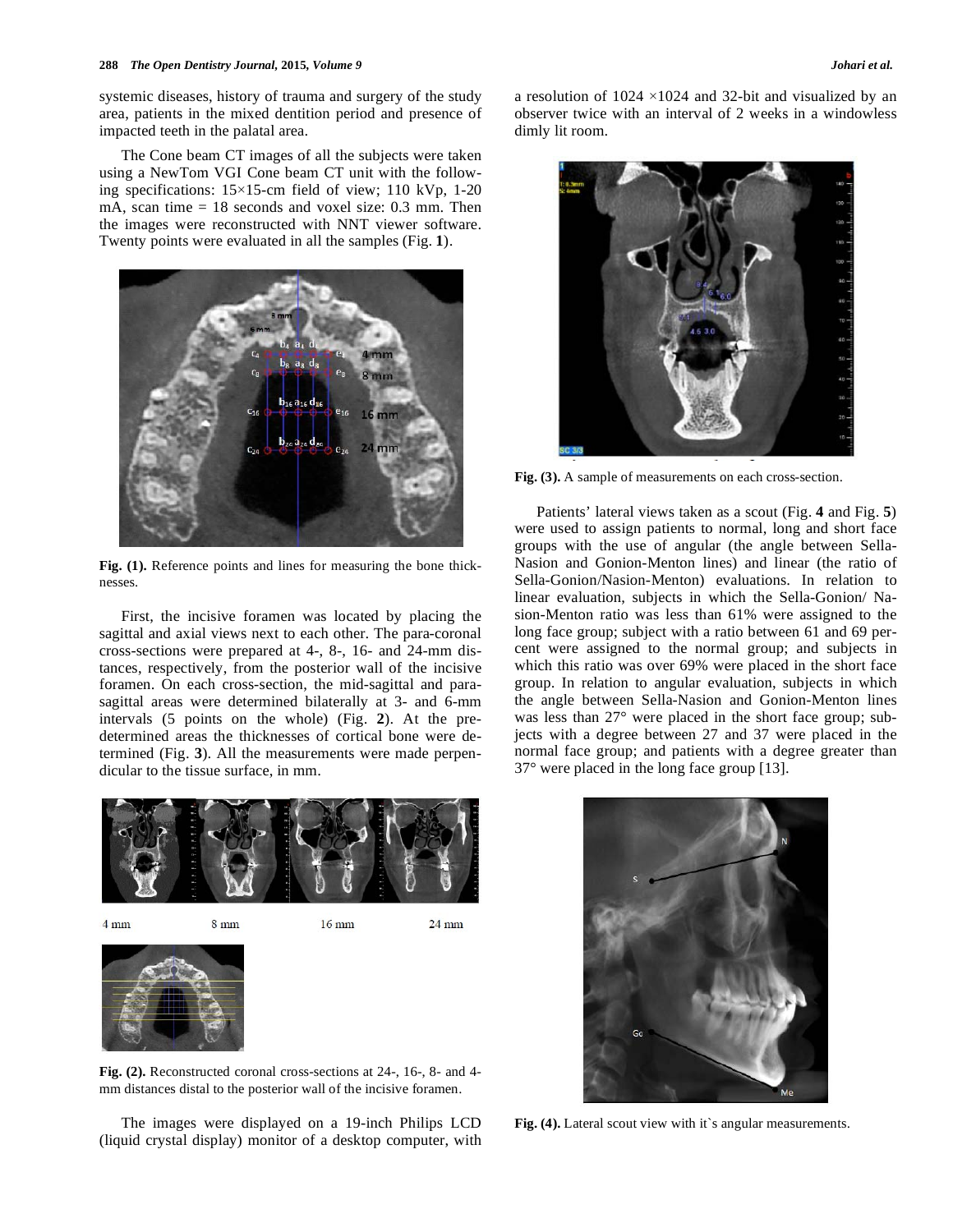systemic diseases, history of trauma and surgery of the study area, patients in the mixed dentition period and presence of impacted teeth in the palatal area.

The Cone beam CT images of all the subjects were taken using a NewTom VGI Cone beam CT unit with the following specifications: 15×15-cm field of view; 110 kVp, 1-20 mA, scan time = 18 seconds and voxel size: 0.3 mm. Then the images were reconstructed with NNT viewer software. Twenty points were evaluated in all the samples (Fig. **1**).

**Fig. (1).** Reference points and lines for measuring the bone thicknesses.

First, the incisive foramen was located by placing the sagittal and axial views next to each other. The para-coronal cross-sections were prepared at 4-, 8-, 16- and 24-mm distances, respectively, from the posterior wall of the incisive foramen. On each cross-section, the mid-sagittal and para-sagittal areas were determined bilaterally at 3- and 6-mm intervals (5 points on the whole) (Fig. **2**). At the predetermined areas the thicknesses of cortical bone were determined (Fig. **3**). All the measurements were made perpendicular to the tissue surface, in mm.

**Fig. (2).** Reconstructed coronal cross-sections at 24-, 16-, 8- and 4-mm distances distal to the posterior wall of the incisive foramen.

The images were displayed on a 19-inch Philips LCD (liquid crystal display) monitor of a desktop computer, with a resolution of 1024 ×1024 and 32-bit and visualized by an observer twice with an interval of 2 weeks in a windowless dimly lit room.

**Fig. (3).** A sample of measurements on each cross-section.

Patients' lateral views taken as a scout (Fig. **4** and Fig. **5**) were used to assign patients to normal, long and short face groups with the use of angular (the angle between Sella-Nasion and Gonion-Menton lines) and linear (the ratio of Sella-Gonion/Nasion-Menton) evaluations. In relation to linear evaluation, subjects in which the Sella-Gonion/ Nasion-Menton ratio was less than 61% were assigned to the long face group; subject with a ratio between 61 and 69 percent were assigned to the normal group; and subjects in which this ratio was over 69% were placed in the short face group. In relation to angular evaluation, subjects in which the angle between Sella-Nasion and Gonion-Menton lines was less than 27° were placed in the short face group; subjects with a degree between 27 and 37 were placed in the normal face group; and patients with a degree greater than 37° were placed in the long face group [13].

**Fig. (4).** Lateral scout view with it`s angular measurements.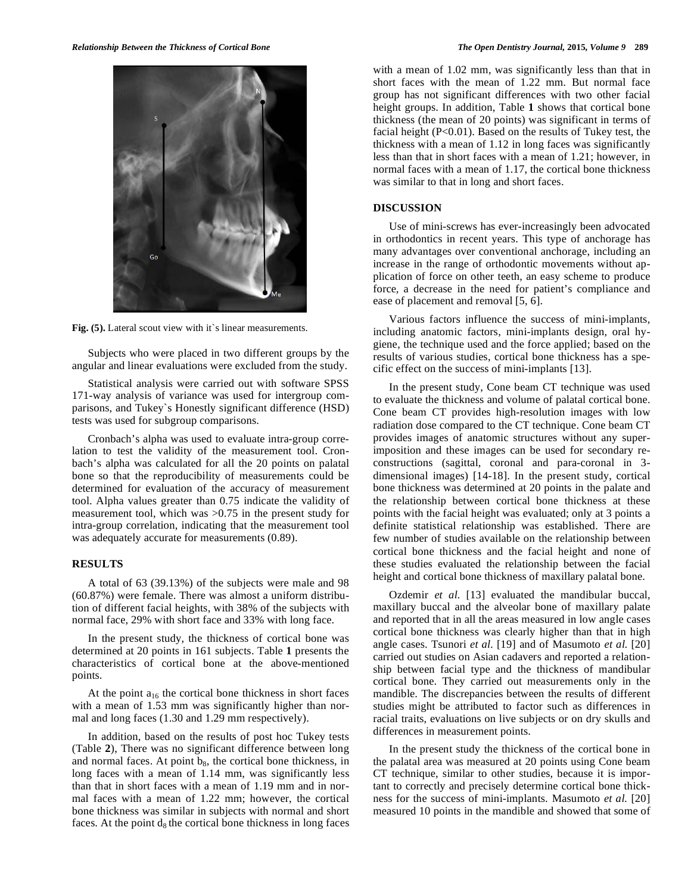Fig. (5). Lateral scout view with it`s linear measurements.

Subjects who were placed in two different groups by the angular and linear evaluations were excluded from the study.

Statistical analysis were carried out with software SPSS 171-way analysis of variance was used for intergroup comparisons, and Tukey`s Honestly significant difference (HSD) tests was used for subgroup comparisons.

Cronbach's alpha was used to evaluate intra-group correlation to test the validity of the measurement tool. Cronbach's alpha was calculated for all the 20 points on palatal bone so that the reproducibility of measurements could be determined for evaluation of the accuracy of measurement tool. Alpha values greater than 0.75 indicate the validity of measurement tool, which was >0.75 in the present study for intra-group correlation, indicating that the measurement tool was adequately accurate for measurements (0.89).

## RESULTS

A total of 63 (39.13%) of the subjects were male and 98 (60.87%) were female. There was almost a uniform distribution of different facial heights, with 38% of the subjects with normal face, 29% with short face and 33% with long face.

In the present study, the thickness of cortical bone was determined at 20 points in 161 subjects. Table **1** presents the characteristics of cortical bone at the above-mentioned points.

At the point $a_{16}$ the cortical bone thickness in short faces with a mean of 1.53 mm was significantly higher than normal and long faces (1.30 and 1.29 mm respectively).

In addition, based on the results of post hoc Tukey tests (Table **2**), There was no significant difference between long and normal faces. At point $b_8$, the cortical bone thickness, in long faces with a mean of 1.14 mm, was significantly less than that in short faces with a mean of 1.19 mm and in normal faces with a mean of 1.22 mm; however, the cortical bone thickness was similar in subjects with normal and short faces. At the point $d_8$ the cortical bone thickness in long faces with a mean of 1.02 mm, was significantly less than that in short faces with the mean of 1.22 mm. But normal face group has not significant differences with two other facial height groups. In addition, Table **1** shows that cortical bone thickness (the mean of 20 points) was significant in terms of facial height ($P<0.01$). Based on the results of Tukey test, the thickness with a mean of 1.12 in long faces was significantly less than that in short faces with a mean of 1.21; however, in normal faces with a mean of 1.17, the cortical bone thickness was similar to that in long and short faces.

## DISCUSSION

Use of mini-screws has ever-increasingly been advocated in orthodontics in recent years. This type of anchorage has many advantages over conventional anchorage, including an increase in the range of orthodontic movements without application of force on other teeth, an easy scheme to produce force, a decrease in the need for patient's compliance and ease of placement and removal [5, 6].

Various factors influence the success of mini-implants, including anatomic factors, mini-implants design, oral hygiene, the technique used and the force applied; based on the results of various studies, cortical bone thickness has a specific effect on the success of mini-implants [13].

In the present study, Cone beam CT technique was used to evaluate the thickness and volume of palatal cortical bone. Cone beam CT provides high-resolution images with low radiation dose compared to the CT technique. Cone beam CT provides images of anatomic structures without any superimposition and these images can be used for secondary reconstructions (sagittal, coronal and para-coronal in 3-dimensional images) [14-18]. In the present study, cortical bone thickness was determined at 20 points in the palate and the relationship between cortical bone thickness at these points with the facial height was evaluated; only at 3 points a definite statistical relationship was established. There are few number of studies available on the relationship between cortical bone thickness and the facial height and none of these studies evaluated the relationship between the facial height and cortical bone thickness of maxillary palatal bone.

Ozdemir *et al.* [13] evaluated the mandibular buccal, maxillary buccal and the alveolar bone of maxillary palate and reported that in all the areas measured in low angle cases cortical bone thickness was clearly higher than that in high angle cases. Tsunori *et al.* [19] and of Masumoto *et al.* [20] carried out studies on Asian cadavers and reported a relationship between facial type and the thickness of mandibular cortical bone. They carried out measurements only in the mandible. The discrepancies between the results of different studies might be attributed to factor such as differences in racial traits, evaluations on live subjects or on dry skulls and differences in measurement points.

In the present study the thickness of the cortical bone in the palatal area was measured at 20 points using Cone beam CT technique, similar to other studies, because it is important to correctly and precisely determine cortical bone thickness for the success of mini-implants. Masumoto *et al.* [20] measured 10 points in the mandible and showed that some of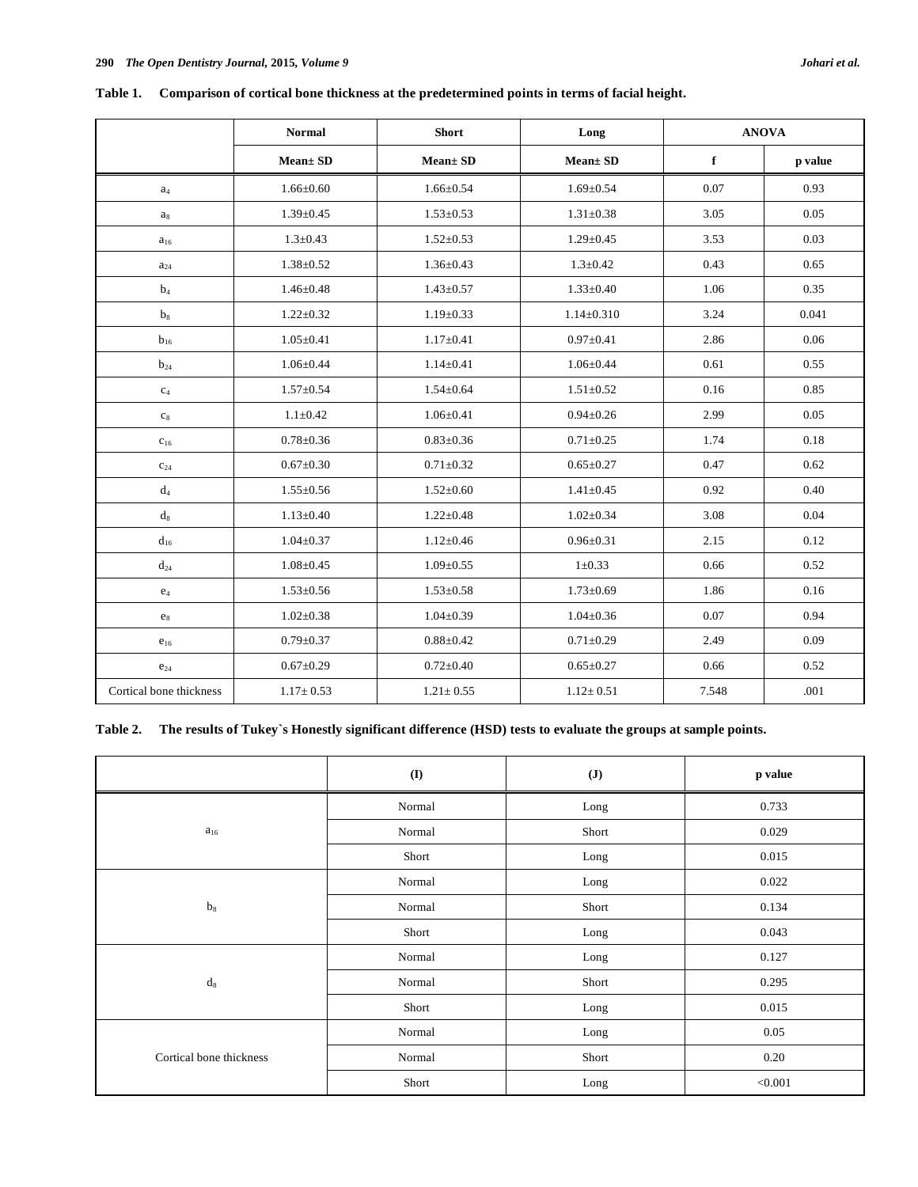**Table 1. Comparison of cortical bone thickness at the predetermined points in terms of facial height.**

| | Normal | Short | Long | ANOVA | |
|---|---|---|---|---|---|
| | Mean± SD | Mean± SD | Mean± SD | f | p value |
| $a_4$ | 1.66±0.60 | 1.66±0.54 | 1.69±0.54 | 0.07 | 0.93 |
| $a_8$ | 1.39±0.45 | 1.53±0.53 | 1.31±0.38 | 3.05 | 0.05 |
| $a_{16}$ | 1.3±0.43 | 1.52±0.53 | 1.29±0.45 | 3.53 | 0.03 |
| $a_{24}$ | 1.38±0.52 | 1.36±0.43 | 1.3±0.42 | 0.43 | 0.65 |
| $b_4$ | 1.46±0.48 | 1.43±0.57 | 1.33±0.40 | 1.06 | 0.35 |
| $b_8$ | 1.22±0.32 | 1.19±0.33 | 1.14±0.310 | 3.24 | 0.041 |
| $b_{16}$ | 1.05±0.41 | 1.17±0.41 | 0.97±0.41 | 2.86 | 0.06 |
| $b_{24}$ | 1.06±0.44 | 1.14±0.41 | 1.06±0.44 | 0.61 | 0.55 |
| $c_4$ | 1.57±0.54 | 1.54±0.64 | 1.51±0.52 | 0.16 | 0.85 |
| $c_8$ | 1.1±0.42 | 1.06±0.41 | 0.94±0.26 | 2.99 | 0.05 |
| $c_{16}$ | 0.78±0.36 | 0.83±0.36 | 0.71±0.25 | 1.74 | 0.18 |
| $c_{24}$ | 0.67±0.30 | 0.71±0.32 | 0.65±0.27 | 0.47 | 0.62 |
| $d_4$ | 1.55±0.56 | 1.52±0.60 | 1.41±0.45 | 0.92 | 0.40 |
| $d_8$ | 1.13±0.40 | 1.22±0.48 | 1.02±0.34 | 3.08 | 0.04 |
| $d_{16}$ | 1.04±0.37 | 1.12±0.46 | 0.96±0.31 | 2.15 | 0.12 |
| $d_{24}$ | 1.08±0.45 | 1.09±0.55 | 1±0.33 | 0.66 | 0.52 |
| $e_4$ | 1.53±0.56 | 1.53±0.58 | 1.73±0.69 | 1.86 | 0.16 |
| $e_8$ | 1.02±0.38 | 1.04±0.39 | 1.04±0.36 | 0.07 | 0.94 |
| $e_{16}$ | 0.79±0.37 | 0.88±0.42 | 0.71±0.29 | 2.49 | 0.09 |
| $e_{24}$ | 0.67±0.29 | 0.72±0.40 | 0.65±0.27 | 0.66 | 0.52 |
| Cortical bone thickness | 1.17± 0.53 | 1.21± 0.55 | 1.12± 0.51 | 7.548 | .001 |

**Table 2. The results of Tukey`s Honestly significant difference (HSD) tests to evaluate the groups at sample points.**

| | (I) | (J) | p value |
|---|---|---|---|
| $a_{16}$ | Normal | Long | 0.733 |
| | Normal | Short | 0.029 |
| | Short | Long | 0.015 |
| $b_8$ | Normal | Long | 0.022 |
| | Normal | Short | 0.134 |
| | Short | Long | 0.043 |
| $d_8$ | Normal | Long | 0.127 |
| | Normal | Short | 0.295 |
| | Short | Long | 0.015 |
| Cortical bone thickness | Normal | Long | 0.05 |
| | Normal | Short | 0.20 |
| | Short | Long | <0.001 |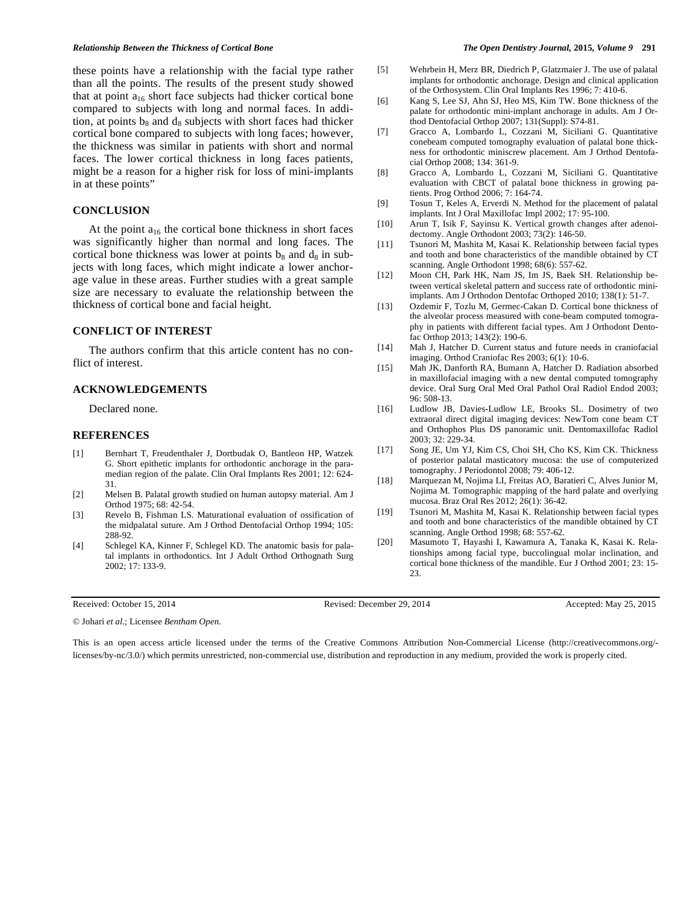these points have a relationship with the facial type rather than all the points. The results of the present study showed that at point $a_{16}$ short face subjects had thicker cortical bone compared to subjects with long and normal faces. In addition, at points $b_8$ and $d_8$ subjects with short faces had thicker cortical bone compared to subjects with long faces; however, the thickness was similar in patients with short and normal faces. The lower cortical thickness in long faces patients, might be a reason for a higher risk for loss of mini-implants in at these points"

## CONCLUSION

At the point $a_{16}$ the cortical bone thickness in short faces was significantly higher than normal and long faces. The cortical bone thickness was lower at points $b_8$ and $d_8$ in subjects with long faces, which might indicate a lower anchorage value in these areas. Further studies with a great sample size are necessary to evaluate the relationship between the thickness of cortical bone and facial height.

## CONFLICT OF INTEREST

The authors confirm that this article content has no conflict of interest.

## ACKNOWLEDGEMENTS

Declared none.

## REFERENCES

[1] Bernhart T, Freudenthaler J, Dortbudak O, Bantleon HP, Watzek G. Short epithetic implants for orthodontic anchorage in the paramedian region of the palate. Clin Oral Implants Res 2001; 12: 624-31.

[2] Melsen B. Palatal growth studied on human autopsy material. Am J Orthod 1975; 68: 42-54.

[3] Revelo B, Fishman LS. Maturational evaluation of ossification of the midpalatal suture. Am J Orthod Dentofacial Orthop 1994; 105: 288-92.

[4] Schlegel KA, Kinner F, Schlegel KD. The anatomic basis for palatal implants in orthodontics. Int J Adult Orthod Orthognath Surg 2002; 17: 133-9.

[5] Wehrbein H, Merz BR, Diedrich P, Glatzmaier J. The use of palatal implants for orthodontic anchorage. Design and clinical application of the Orthosystem. Clin Oral Implants Res 1996; 7: 410-6.

[6] Kang S, Lee SJ, Ahn SJ, Heo MS, Kim TW. Bone thickness of the palate for orthodontic mini-implant anchorage in adults. Am J Orthod Dentofacial Orthop 2007; 131(Suppl): S74-81.

[7] Gracco A, Lombardo L, Cozzani M, Siciliani G. Quantitative conebeam computed tomography evaluation of palatal bone thickness for orthodontic miniscrew placement. Am J Orthod Dentofacial Orthop 2008; 134: 361-9.

[8] Gracco A, Lombardo L, Cozzani M, Siciliani G. Quantitative evaluation with CBCT of palatal bone thickness in growing patients. Prog Orthod 2006; 7: 164-74.

[9] Tosun T, Keles A, Erverdi N. Method for the placement of palatal implants. Int J Oral Maxillofac Impl 2002; 17: 95-100.

[10] Arun T, Isik F, Sayinsu K. Vertical growth changes after adenoidectomy. Angle Orthodont 2003; 73(2): 146-50.

[11] Tsunori M, Mashita M, Kasai K. Relationship between facial types and tooth and bone characteristics of the mandible obtained by CT scanning. Angle Orthodont 1998; 68(6): 557-62.

[12] Moon CH, Park HK, Nam JS, Im JS, Baek SH. Relationship between vertical skeletal pattern and success rate of orthodontic mini-implants. Am J Orthodon Dentofac Orthoped 2010; 138(1): 51-7.

[13] Ozdemir F, Tozlu M, Germec-Cakan D. Cortical bone thickness of the alveolar process measured with cone-beam computed tomography in patients with different facial types. Am J Orthodont Dentofac Orthop 2013; 143(2): 190-6.

[14] Mah J, Hatcher D. Current status and future needs in craniofacial imaging. Orthod Craniofac Res 2003; 6(1): 10-6.

[15] Mah JK, Danforth RA, Bumann A, Hatcher D. Radiation absorbed in maxillofacial imaging with a new dental computed tomography device. Oral Surg Oral Med Oral Pathol Oral Radiol Endod 2003; 96: 508-13.

[16] Ludlow JB, Davies-Ludlow LE, Brooks SL. Dosimetry of two extraoral direct digital imaging devices: NewTom cone beam CT and Orthophos Plus DS panoramic unit. Dentomaxillofac Radiol 2003; 32: 229-34.

[17] Song JE, Um YJ, Kim CS, Choi SH, Cho KS, Kim CK. Thickness of posterior palatal masticatory mucosa: the use of computerized tomography. J Periodontol 2008; 79: 406-12.

[18] Marquezan M, Nojima LI, Freitas AO, Baratieri C, Alves Junior M, Nojima M. Tomographic mapping of the hard palate and overlying mucosa. Braz Oral Res 2012; 26(1): 36-42.

[19] Tsunori M, Mashita M, Kasai K. Relationship between facial types and tooth and bone characteristics of the mandible obtained by CT scanning. Angle Orthod 1998; 68: 557-62.

[20] Masumoto T, Hayashi I, Kawamura A, Tanaka K, Kasai K. Relationships among facial type, buccolingual molar inclination, and cortical bone thickness of the mandible. Eur J Orthod 2001; 23: 15-23.

Received: October 15, 2014 Revised: December 29, 2014 Accepted: May 25, 2015

© Johari *et al.*; Licensee *Bentham Open.*

This is an open access article licensed under the terms of the Creative Commons Attribution Non-Commercial License (http://creativecommons.org/-licenses/by-nc/3.0/) which permits unrestricted, non-commercial use, distribution and reproduction in any medium, provided the work is properly cited.